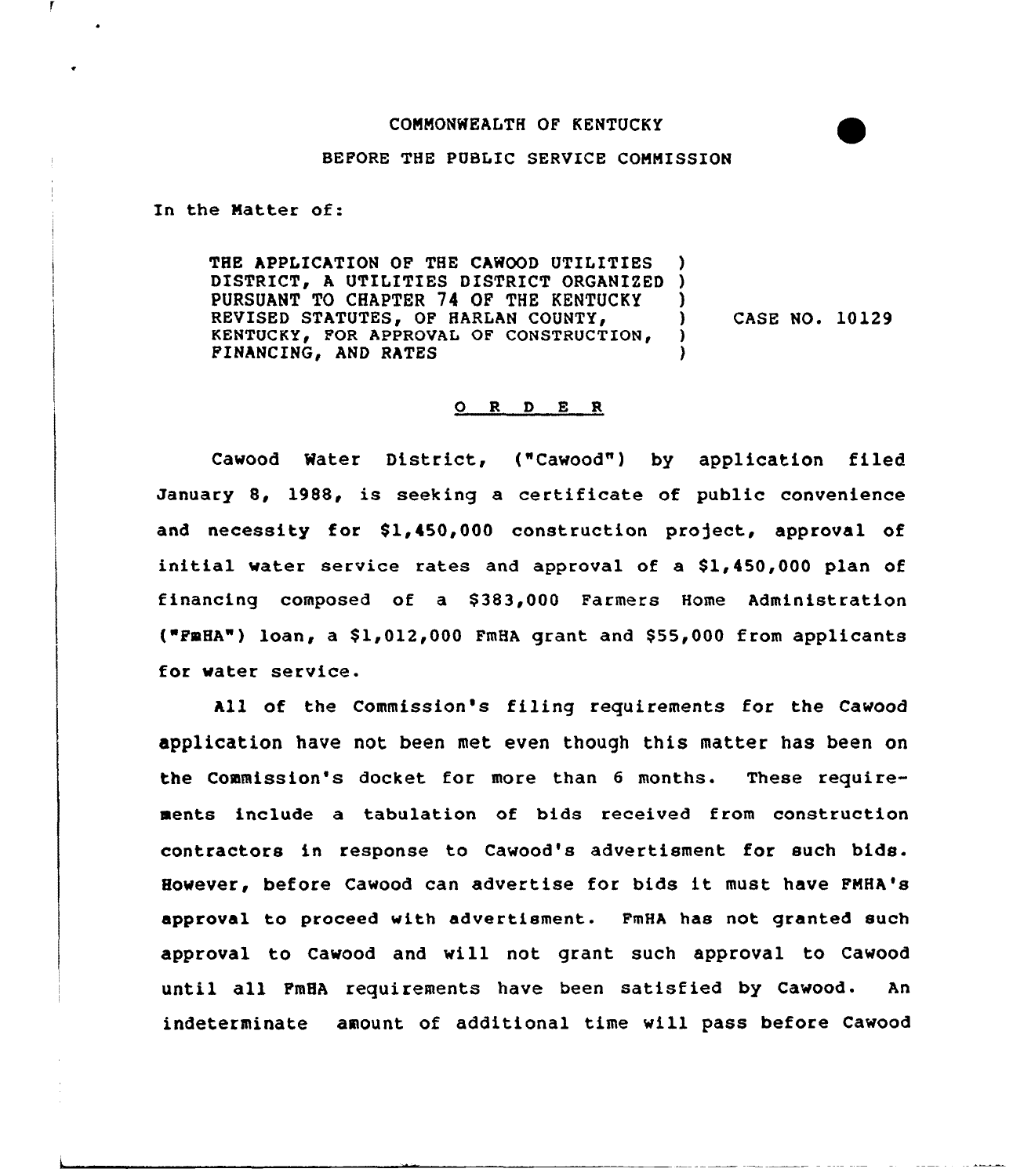COMMONWEALTH OF KENTUCKY

BEFORE THE PUBLIC SERVICE COMMISSION

In the Matter of:

| | | |
|---|---|---|
| THE APPLICATION OF THE CAWOOD UTILITIES DISTRICT, A UTILITIES DISTRICT ORGANIZED PURSUANT TO CHAPTER 74 OF THE KENTUCKY REVISED STATUTES, OF HARLAN COUNTY, KENTUCKY, FOR APPROVAL OF CONSTRUCTION, FINANCING, AND RATES | ) | CASE NO. 10129 |

## O R D E R

Cawood Water District, ("Cawood") by application filed January 8, 1988, is seeking a certificate of public convenience and necessity for $1,450,000 construction project, approval of initial water service rates and approval of a $1,450,000 plan of financing composed of a $383,000 Farmers Home Administration ("FmHA") loan, a $1,012,000 FmHA grant and $55,000 from applicants for water service.

All of the Commission's filing requirements for the Cawood application have not been met even though this matter has been on the Commission's docket for more than 6 months. These requirements include a tabulation of bids received from construction contractors in response to Cawood's advertisment for such bids. However, before Cawood can advertise for bids it must have FMHA's approval to proceed with advertisment. FmHA has not granted such approval to Cawood and will not grant such approval to Cawood until all FmHA requirements have been satisfied by Cawood. An indeterminate amount of additional time will pass before Cawood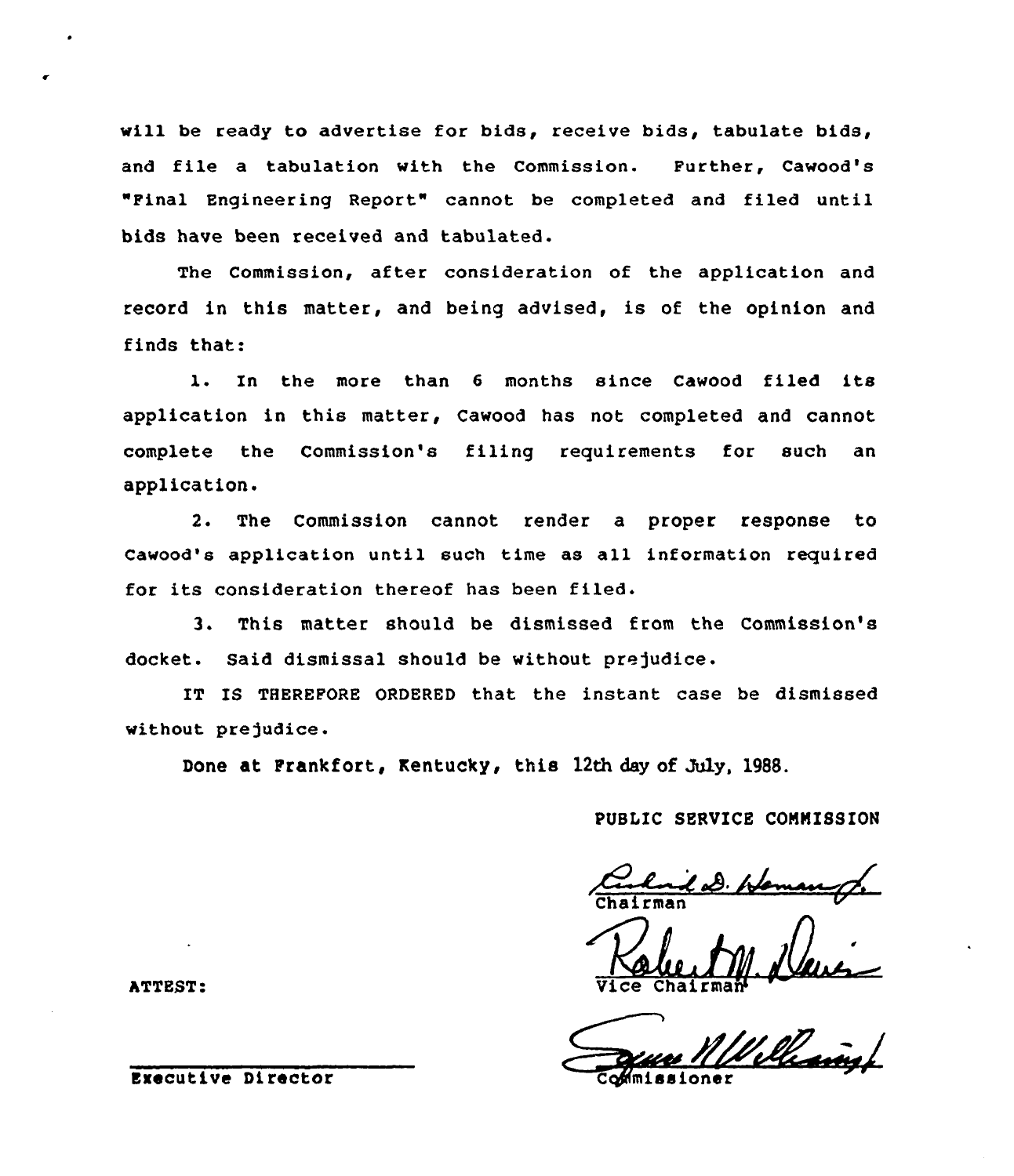will be ready to advertise for bids, receive bids, tabulate bids, and file a tabulation with the Commission. Further, Cawood's "Final Engineering Report" cannot be completed and filed until bids have been received and tabulated.

The Commission, after consideration of the application and record in this matter, and being advised, is of the opinion and finds that:

1. In the more than 6 months since Cawood filed its application in this matter, Cawood has not completed and cannot complete the Commission's filing requirements for such an application.

2. The Commission cannot render a proper response to Cawood's application until such time as all information required for its consideration thereof has been filed.

3. This matter should be dismissed from the Commission's docket. Said dismissal should be without prejudice.

IT IS THEREFORE ORDERED that the instant case be dismissed without prejudice.

Done at Frankfort, Kentucky, this 12th day of July, 1988.

PUBLIC SERVICE COMMISSION

Chairman

Vice Chairman

Commissioner

ATTEST:

Executive Director